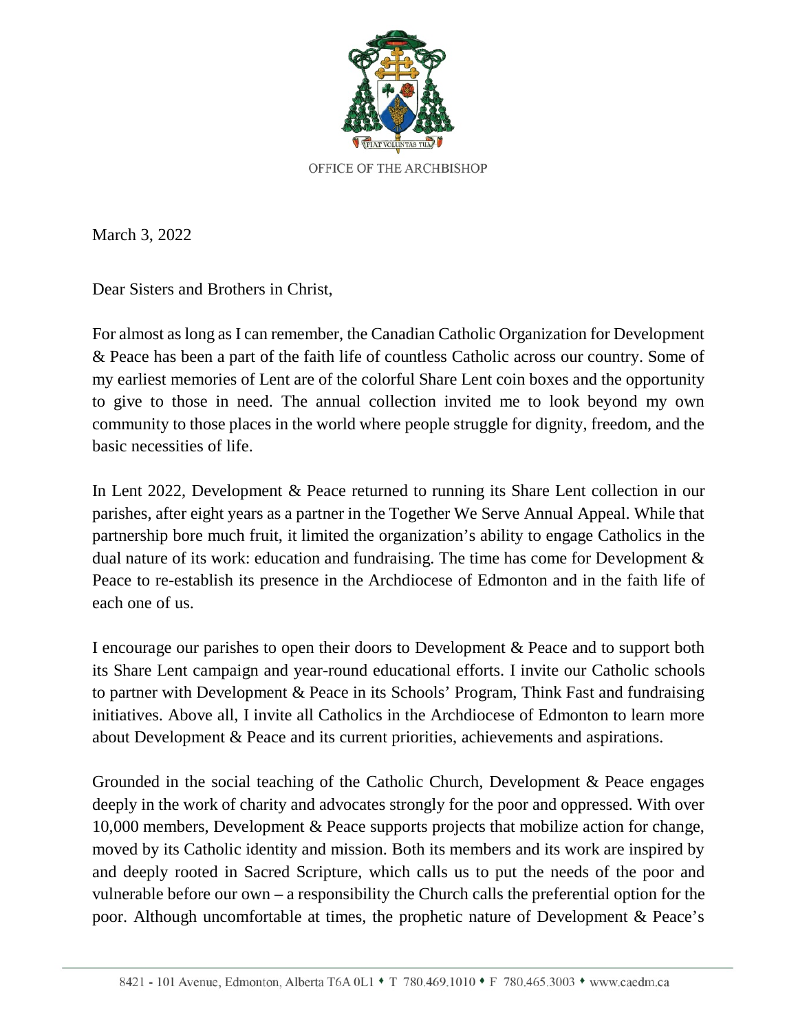OFFICE OF THE ARCHBISHOP

March 3, 2022

Dear Sisters and Brothers in Christ,

For almost as long as I can remember, the Canadian Catholic Organization for Development & Peace has been a part of the faith life of countless Catholic across our country. Some of my earliest memories of Lent are of the colorful Share Lent coin boxes and the opportunity to give to those in need. The annual collection invited me to look beyond my own community to those places in the world where people struggle for dignity, freedom, and the basic necessities of life.

In Lent 2022, Development & Peace returned to running its Share Lent collection in our parishes, after eight years as a partner in the Together We Serve Annual Appeal. While that partnership bore much fruit, it limited the organization's ability to engage Catholics in the dual nature of its work: education and fundraising. The time has come for Development & Peace to re-establish its presence in the Archdiocese of Edmonton and in the faith life of each one of us.

I encourage our parishes to open their doors to Development & Peace and to support both its Share Lent campaign and year-round educational efforts. I invite our Catholic schools to partner with Development & Peace in its Schools' Program, Think Fast and fundraising initiatives. Above all, I invite all Catholics in the Archdiocese of Edmonton to learn more about Development & Peace and its current priorities, achievements and aspirations.

Grounded in the social teaching of the Catholic Church, Development & Peace engages deeply in the work of charity and advocates strongly for the poor and oppressed. With over 10,000 members, Development & Peace supports projects that mobilize action for change, moved by its Catholic identity and mission. Both its members and its work are inspired by and deeply rooted in Sacred Scripture, which calls us to put the needs of the poor and vulnerable before our own – a responsibility the Church calls the preferential option for the poor. Although uncomfortable at times, the prophetic nature of Development & Peace's

8421 - 101 Avenue, Edmonton, Alberta T6A 0L1 ♦ T 780.469.1010 ♦ F 780.465.3003 ♦ www.caedm.ca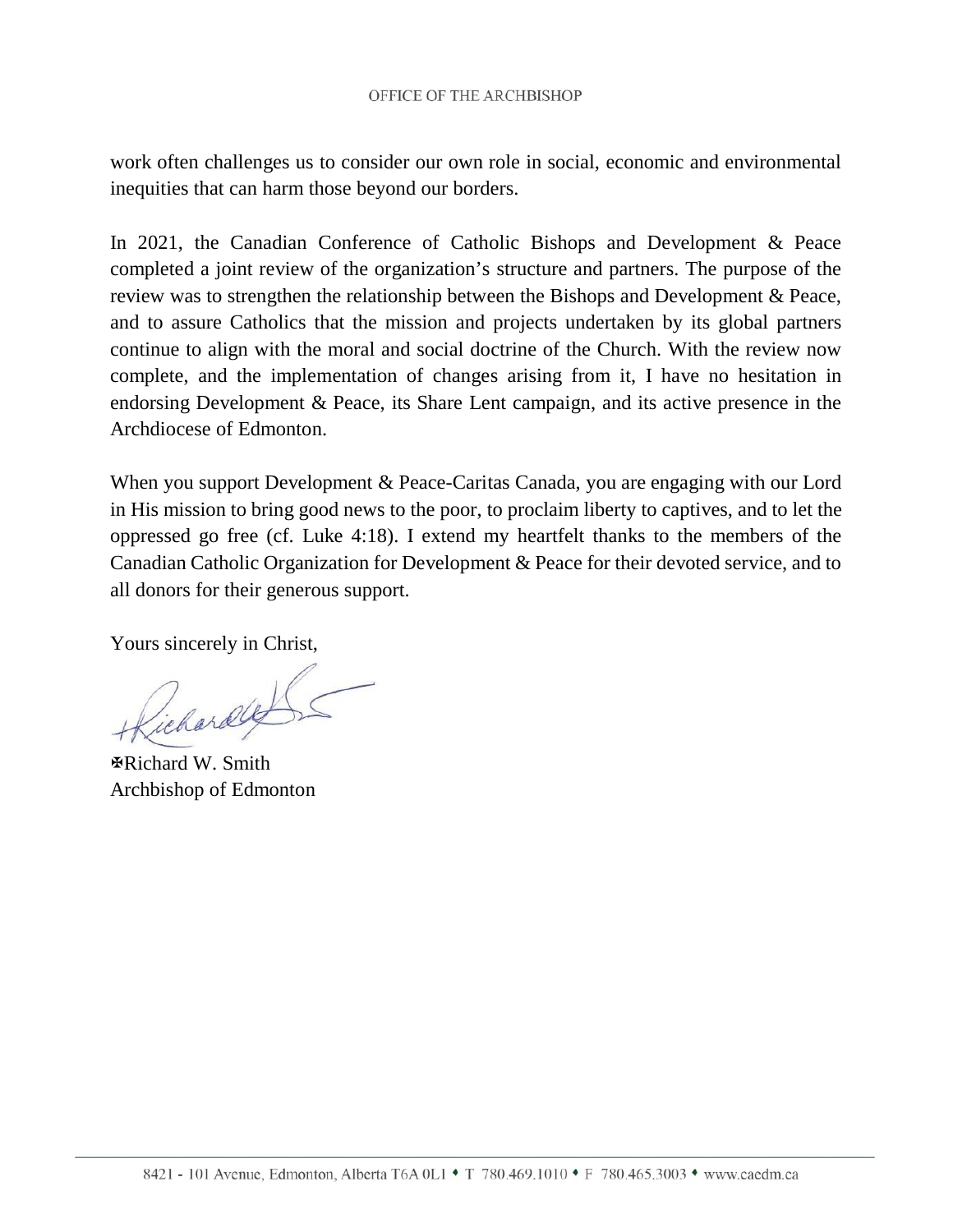work often challenges us to consider our own role in social, economic and environmental inequities that can harm those beyond our borders.

In 2021, the Canadian Conference of Catholic Bishops and Development & Peace completed a joint review of the organization's structure and partners. The purpose of the review was to strengthen the relationship between the Bishops and Development & Peace, and to assure Catholics that the mission and projects undertaken by its global partners continue to align with the moral and social doctrine of the Church. With the review now complete, and the implementation of changes arising from it, I have no hesitation in endorsing Development & Peace, its Share Lent campaign, and its active presence in the Archdiocese of Edmonton.

When you support Development & Peace-Caritas Canada, you are engaging with our Lord in His mission to bring good news to the poor, to proclaim liberty to captives, and to let the oppressed go free (cf. Luke 4:18). I extend my heartfelt thanks to the members of the Canadian Catholic Organization for Development & Peace for their devoted service, and to all donors for their generous support.

Yours sincerely in Christ,

✠Richard W. Smith
Archbishop of Edmonton